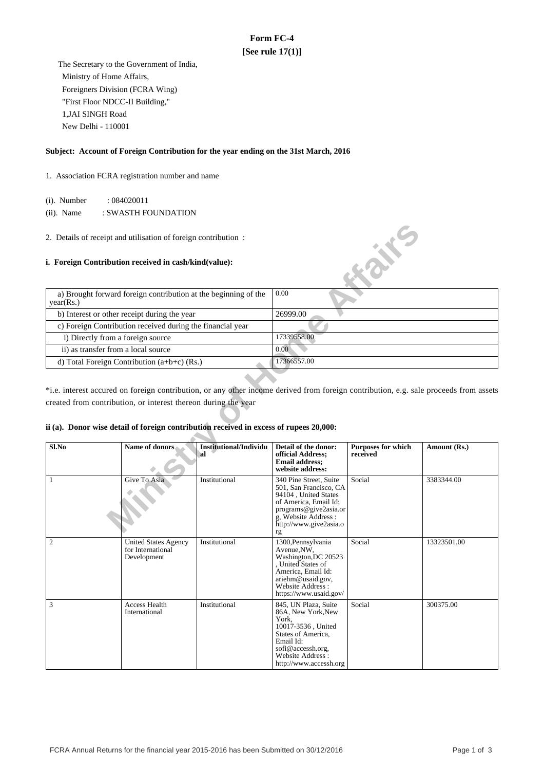# Form FC-4

**[See rule 17(1)]**

The Secretary to the Government of India,
Ministry of Home Affairs,
Foreigners Division (FCRA Wing)
"First Floor NDCC-II Building,"
1,JAI SINGH Road
New Delhi - 110001

**Subject: Account of Foreign Contribution for the year ending on the 31st March, 2016**

1. Association FCRA registration number and name

(i). Number : 084020011

(ii). Name : SWASTH FOUNDATION

2. Details of receipt and utilisation of foreign contribution :

**i. Foreign Contribution received in cash/kind(value):**

| | |
|---|---|
| a) Brought forward foreign contribution at the beginning of the year(Rs.) | 0.00 |
| b) Interest or other receipt during the year | 26999.00 |
| c) Foreign Contribution received during the financial year | |
| i) Directly from a foreign source | 17339558.00 |
| ii) as transfer from a local source | 0.00 |
| d) Total Foreign Contribution (a+b+c) (Rs.) | 17366557.00 |

*i.e. interest accured on foreign contribution, or any other income derived from foreign contribution, e.g. sale proceeds from assets created from contribution, or interest thereon during the year

**ii (a). Donor wise detail of foreign contribution received in excess of rupees 20,000:**

| Sl.No | Name of donors | Institutional/Individual | Detail of the donor: official Address; Email address; website address: | Purposes for which received | Amount (Rs.) |
|---|---|---|---|---|---|
| 1 | Give To Asia | Institutional | 340 Pine Street, Suite 501, San Francisco, CA 94104 , United States of America, Email Id: programs@give2asia.org, Website Address : http://www.give2asia.org | Social | 3383344.00 |
| 2 | United States Agency for International Development | Institutional | 1300,Pennsylvania Avenue,NW, Washington,DC 20523 , United States of America, Email Id: ariehm@usaid.gov, Website Address : https://www.usaid.gov/ | Social | 13323501.00 |
| 3 | Access Health International | Institutional | 845, UN Plaza, Suite 86A, New York,New York, 10017-3536 , United States of America, Email Id: sofi@accessh.org, Website Address : http://www.accessh.org | Social | 300375.00 |

FCRA Annual Returns for the financial year 2015-2016 has been Submitted on 30/12/2016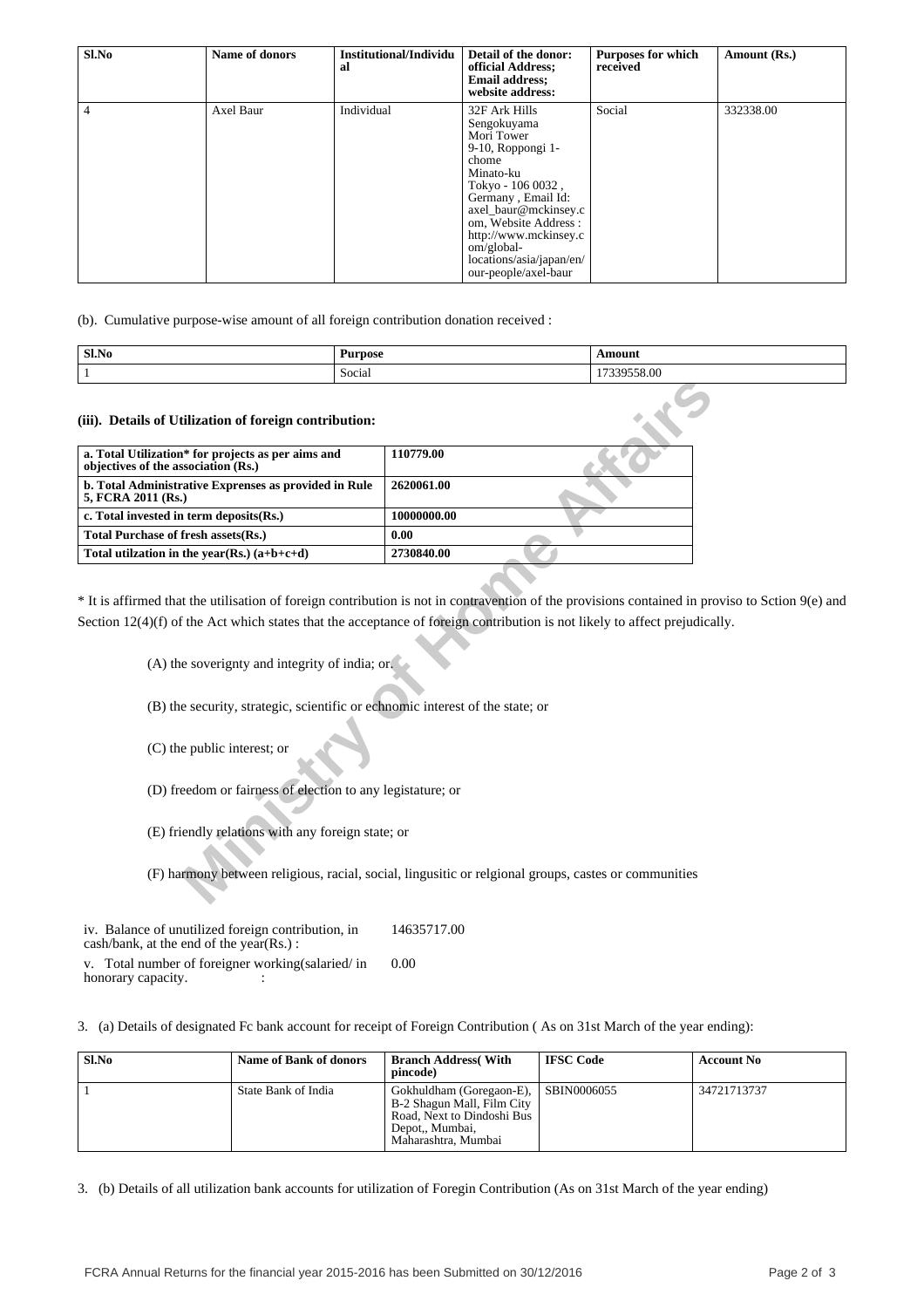| Sl.No | Name of donors | Institutional/Individual | Detail of the donor: official Address; Email address; website address: | Purposes for which received | Amount (Rs.) |
|---|---|---|---|---|---|
| 4 | Axel Baur | Individual | 32F Ark Hills Sengokuyama Mori Tower 9-10, Roppongi 1-chome Minato-ku Tokyo - 106 0032 , Germany , Email Id: axel_baur@mckinsey.com, Website Address : http://www.mckinsey.com/global-locations/asia/japan/en/our-people/axel-baur | Social | 332338.00 |

(b). Cumulative purpose-wise amount of all foreign contribution donation received :

| Sl.No | Purpose | Amount |
|---|---|---|
| 1 | Social | 17339558.00 |

### (iii). Details of Utilization of foreign contribution:

| | |
|---|---|
| **a. Total Utilization* for projects as per aims and objectives of the association (Rs.)** | **110779.00** |
| **b. Total Administrative Exprenses as provided in Rule 5, FCRA 2011 (Rs.)** | **2620061.00** |
| **c. Total invested in term deposits(Rs.)** | **10000000.00** |
| **Total Purchase of fresh assets(Rs.)** | **0.00** |
| **Total utilzation in the year(Rs.) (a+b+c+d)** | **2730840.00** |

* It is affirmed that the utilisation of foreign contribution is not in contravention of the provisions contained in proviso to Sction 9(e) and Section 12(4)(f) of the Act which states that the acceptance of foreign contribution is not likely to affect prejudically.

(A) the soverignty and integrity of india; or.

(B) the security, strategic, scientific or echnomic interest of the state; or

(C) the public interest; or

(D) freedom or fairness of election to any legistature; or

(E) friendly relations with any foreign state; or

(F) harmony between religious, racial, social, lingusitic or relgional groups, castes or communities

iv. Balance of unutilized foreign contribution, in cash/bank, at the end of the year(Rs.) : 14635717.00

v. Total number of foreigner working(salaried/ in honorary capacity. : 0.00

3. (a) Details of designated Fc bank account for receipt of Foreign Contribution ( As on 31st March of the year ending):

| Sl.No | Name of Bank of donors | Branch Address( With pincode) | IFSC Code | Account No |
|---|---|---|---|---|
| 1 | State Bank of India | Gokhuldham (Goregaon-E), B-2 Shagun Mall, Film City Road, Next to Dindoshi Bus Depot,, Mumbai, Maharashtra, Mumbai | SBIN0006055 | 34721713737 |

3. (b) Details of all utilization bank accounts for utilization of Foregin Contribution (As on 31st March of the year ending)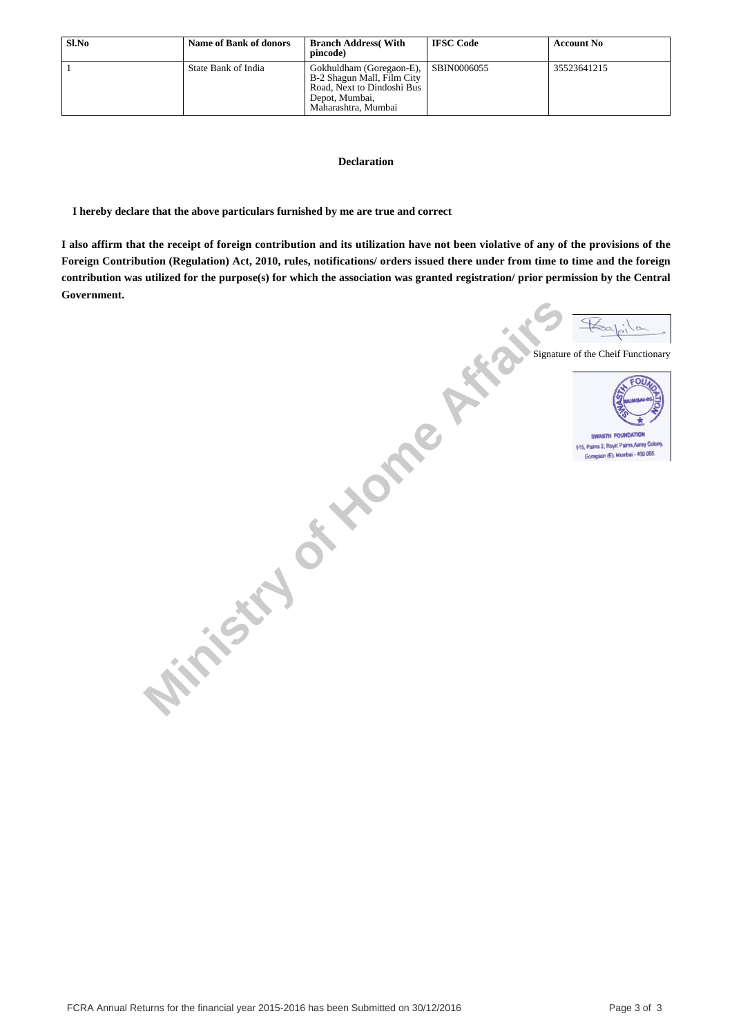| Sl.No | Name of Bank of donors | Branch Address( With pincode) | IFSC Code | Account No |
|---|---|---|---|---|
| 1 | State Bank of India | Gokhuldham (Goregaon-E), B-2 Shagun Mall, Film City Road, Next to Dindoshi Bus Depot, Mumbai, Maharashtra, Mumbai | SBIN0006055 | 35523641215 |

**Declaration**

**I hereby declare that the above particulars furnished by me are true and correct**

**I also affirm that the receipt of foreign contribution and its utilization have not been violative of any of the provisions of the Foreign Contribution (Regulation) Act, 2010, rules, notifications/ orders issued there under from time to time and the foreign contribution was utilized for the purpose(s) for which the association was granted registration/ prior permission by the Central Government.**

Signature of the Cheif Functionary

SWASTH FOUNDATION
615, Palms 2, Royal Palms,Aarey Colony,
Goregaon (E), Mumbai - 400 065.

FCRA Annual Returns for the financial year 2015-2016 has been Submitted on 30/12/2016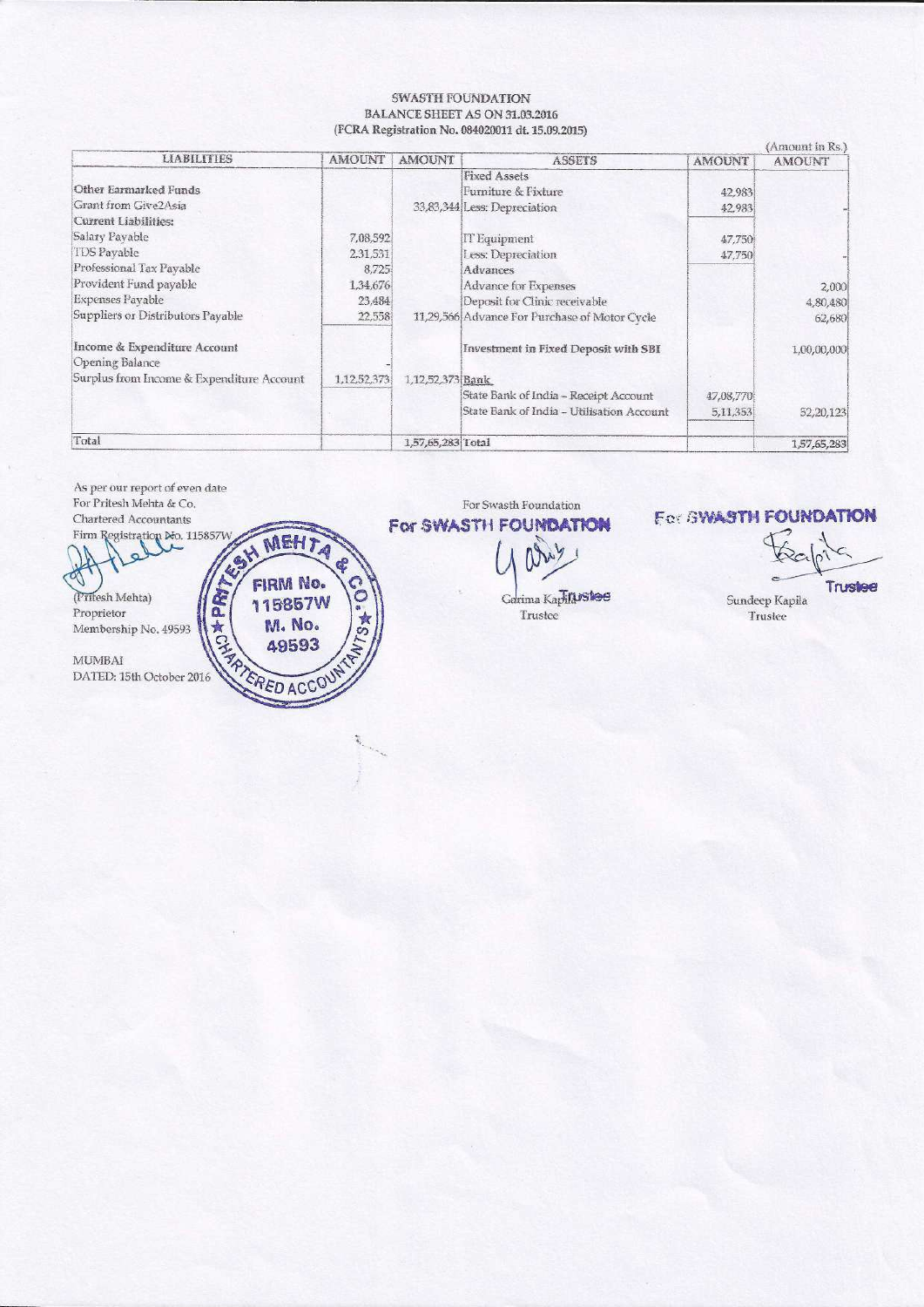SWASTH FOUNDATION
BALANCE SHEET AS ON 31.03.2016
(FCRA Registration No. 084020011 dt. 15.09.2015)

(Amount in Rs.)

| LIABILITIES | AMOUNT | AMOUNT | ASSETS | AMOUNT | AMOUNT |
|---|---|---|---|---|---|
| | | | Fixed Assets | | |
| Other Earmarked Funds | | | Furniture & Fixture | 42,983 | |
| Grant from Give2Asia | | 33,83,344 | Less: Depreciation | 42,983 | - |
| Current Liabilities: | | | | | |
| Salary Payable | 7,08,592 | | IT Equipment | 47,750 | |
| TDS Payable | 2,31,531 | | Less: Depreciation | 47,750 | - |
| Professional Tax Payable | 8,725 | | Advances | | |
| Provident Fund payable | 1,34,676 | | Advance for Expenses | | 2,000 |
| Expenses Payable | 23,484 | | Deposit for Clinic receivable | | 4,80,480 |
| Suppliers or Distributors Payable | 22,558 | 11,29,566 | Advance For Purchase of Motor Cycle | | 62,680 |
| Income & Expenditure Account | | | Investment in Fixed Deposit with SBI | | 1,00,00,000 |
| Opening Balance | - | | | | |
| Surplus from Income & Expenditure Account | 1,12,52,373 | 1,12,52,373 | Bank | | |
| | | | State Bank of India - Receipt Account | 47,08,770 | |
| | | | State Bank of India - Utilisation Account | 5,11,353 | 52,20,123 |
| Total | | 1,57,65,283 | Total | | 1,57,65,283 |

As per our report of even date
For Pritesh Mehta & Co.
Chartered Accountants
Firm Registration No. 115857W

(Pritesh Mehta)
Proprietor
Membership No. 49593

MUMBAI
DATED: 15th October 2016

PRITESH MEHTA & CO. FIRM No. 115857W M. No. 49593 CHARTERED ACCOUNTANTS

For Swasth Foundation

For SWASTH FOUNDATION

Trustee

Garima Kapila
Trustee

For SWASTH FOUNDATION

Trustee

Sundeep Kapila
Trustee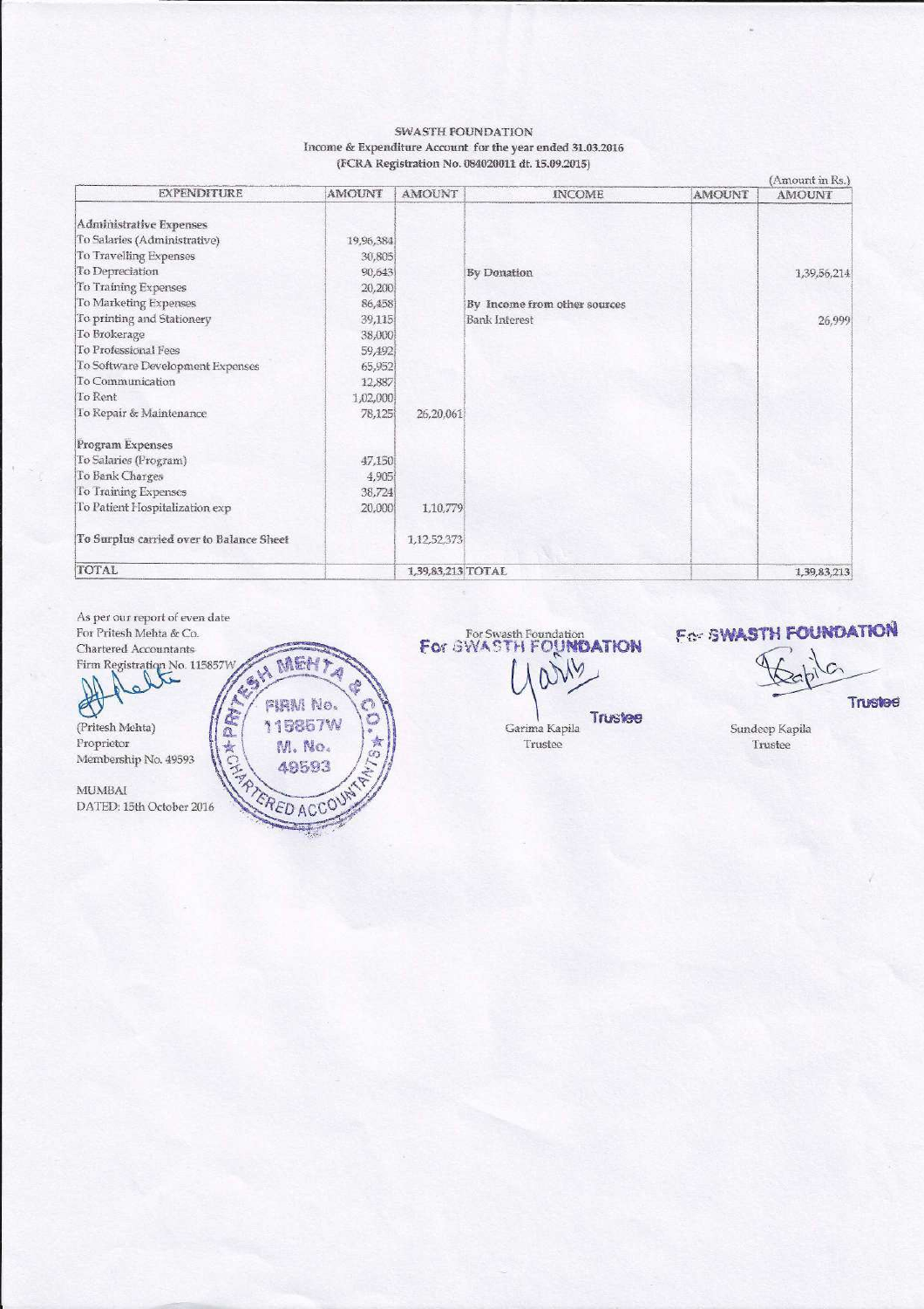**SWASTH FOUNDATION**

**Income & Expenditure Account for the year ended 31.03.2016**

**(FCRA Registration No. 084020011 dt. 15.09.2015)**

(Amount in Rs.)

| EXPENDITURE | AMOUNT | AMOUNT | INCOME | AMOUNT | AMOUNT |
|---|---|---|---|---|---|
| **Administrative Expenses** | | | | | |
| To Salaries (Administrative) | 19,96,384 | | | | |
| To Travelling Expenses | 30,805 | | | | |
| To Depreciation | 90,643 | | By Donation | | 1,39,56,214 |
| To Training Expenses | 20,200 | | | | |
| To Marketing Expenses | 86,458 | | By Income from other sources | | |
| To printing and Stationery | 39,115 | | Bank Interest | | 26,999 |
| To Brokerage | 38,000 | | | | |
| To Professional Fees | 59,492 | | | | |
| To Software Development Expenses | 65,952 | | | | |
| To Communication | 12,887 | | | | |
| To Rent | 1,02,000 | | | | |
| To Repair & Maintenance | 78,125 | 26,20,061 | | | |
| **Program Expenses** | | | | | |
| To Salaries (Program) | 47,150 | | | | |
| To Bank Charges | 4,905 | | | | |
| To Training Expenses | 38,724 | | | | |
| To Patient Hospitalization exp | 20,000 | 1,10,779 | | | |
| To Surplus carried over to Balance Sheet | | 1,12,52,373 | | | |
| **TOTAL** | | 1,39,83,213 | **TOTAL** | | 1,39,83,213 |

As per our report of even date
For Pritesh Mehta & Co.
Chartered Accountants
Firm Registration No. 115857W

(Pritesh Mehta)
Proprietor
Membership No. 49593

MUMBAI
DATED: 15th October 2016

For Swasth Foundation
For SWASTH FOUNDATION
Trustee
Garima Kapila
Trustee

For SWASTH FOUNDATION
Trustee
Sundeep Kapila
Trustee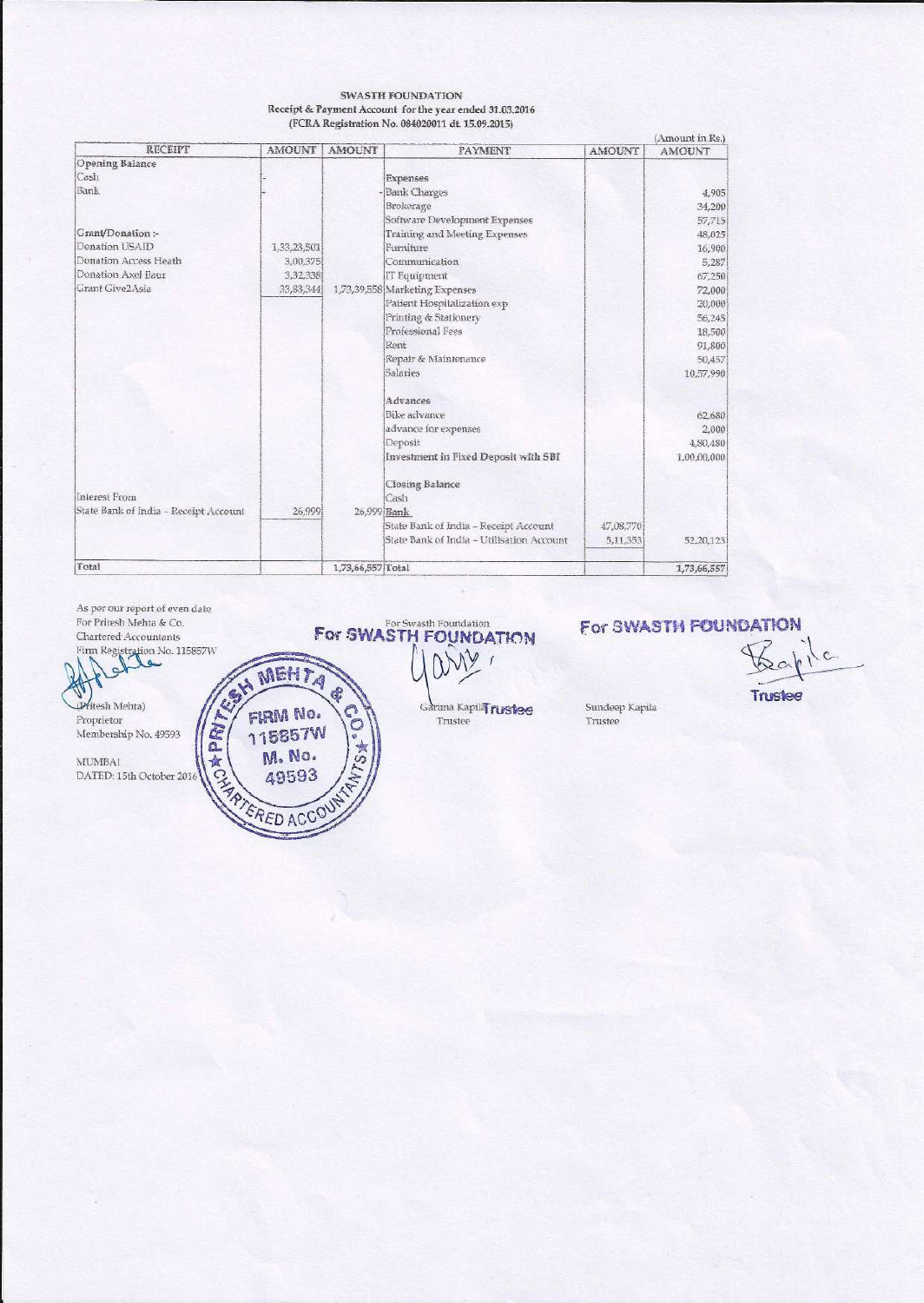**SWASTH FOUNDATION**
**Receipt & Payment Account for the year ended 31.03.2016**
**(FCRA Registration No. 084020011 dt. 15.09.2015)**

(Amount in Rs.)

| RECEIPT | AMOUNT | AMOUNT | PAYMENT | AMOUNT | AMOUNT |
|---|---|---|---|---|---|
| **Opening Balance** | | | | | |
| Cash | - | | **Expenses** | | |
| Bank | - | - | Bank Charges | | 4,905 |
| | | | Brokerage | | 34,200 |
| | | | Software Development Expenses | | 57,715 |
| Grant/Donation :- | | | Training and Meeting Expenses | | 48,025 |
| Donation USAID | 1,33,23,501 | | Furniture | | 16,900 |
| Donation Access Heath | 3,00,375 | | Communication | | 5,287 |
| Donation Axel Baur | 3,32,338 | | IT Equipment | | 67,250 |
| Grant Give2Asia | 33,83,344 | 1,73,39,558 | Marketing Expenses | | 72,000 |
| | | | Patient Hospitalization exp | | 20,000 |
| | | | Printing & Stationery | | 56,245 |
| | | | Professional Fees | | 18,500 |
| | | | Rent | | 91,800 |
| | | | Repair & Maintenance | | 50,457 |
| | | | Salaries | | 10,57,990 |
| | | | **Advances** | | |
| | | | Bike advance | | 62,680 |
| | | | advance for expenses | | 2,000 |
| | | | Deposit | | 4,80,480 |
| | | | **Investment in Fixed Deposit with SBI** | | 1,00,00,000 |
| | | | **Closing Balance** | | |
| Interest From | | | Cash | | |
| State Bank of India - Receipt Account | 26,999 | 26,999 | Bank | | |
| | | | State Bank of India – Receipt Account | 47,08,770 | |
| | | | State Bank of India – Utilisation Account | 5,11,353 | 52,20,123 |
| **Total** | | 1,73,66,557 | **Total** | | 1,73,66,557 |

As per our report of even date
For Pritesh Mehta & Co.
Chartered Accountants
Firm Registration No. 115857W

(Pritesh Mehta)
Proprietor
Membership No. 49593

MUMBAI
DATED: 15th October 2016

PRITESH MEHTA & CO. FIRM No. 115857W M. No. 49593 CHARTERED ACCOUNTANTS

For Swasth Foundation
For SWASTH FOUNDATION

Garima Kapila Trustee
Trustee

For SWASTH FOUNDATION
Trustee

Sundeep Kapila
Trustee